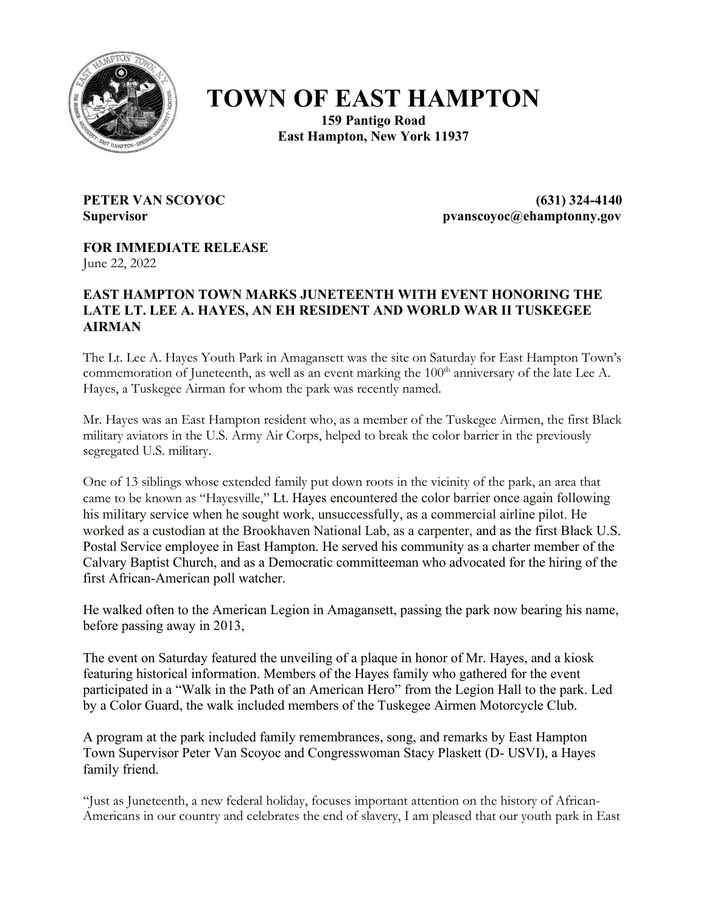# TOWN OF EAST HAMPTON

**159 Pantigo Road**
**East Hampton, New York 11937**

**PETER VAN SCOYOC** **(631) 324-4140**
**Supervisor** **pvanscoyoc@ehamptonny.gov**

**FOR IMMEDIATE RELEASE**
June 22, 2022

**EAST HAMPTON TOWN MARKS JUNETEENTH WITH EVENT HONORING THE LATE LT. LEE A. HAYES, AN EH RESIDENT AND WORLD WAR II TUSKEGEE AIRMAN**

The Lt. Lee A. Hayes Youth Park in Amagansett was the site on Saturday for East Hampton Town's commemoration of Juneteenth, as well as an event marking the 100th anniversary of the late Lee A. Hayes, a Tuskegee Airman for whom the park was recently named.

Mr. Hayes was an East Hampton resident who, as a member of the Tuskegee Airmen, the first Black military aviators in the U.S. Army Air Corps, helped to break the color barrier in the previously segregated U.S. military.

One of 13 siblings whose extended family put down roots in the vicinity of the park, an area that came to be known as "Hayesville," Lt. Hayes encountered the color barrier once again following his military service when he sought work, unsuccessfully, as a commercial airline pilot. He worked as a custodian at the Brookhaven National Lab, as a carpenter, and as the first Black U.S. Postal Service employee in East Hampton. He served his community as a charter member of the Calvary Baptist Church, and as a Democratic committeeman who advocated for the hiring of the first African-American poll watcher.

He walked often to the American Legion in Amagansett, passing the park now bearing his name, before passing away in 2013,

The event on Saturday featured the unveiling of a plaque in honor of Mr. Hayes, and a kiosk featuring historical information. Members of the Hayes family who gathered for the event participated in a "Walk in the Path of an American Hero" from the Legion Hall to the park. Led by a Color Guard, the walk included members of the Tuskegee Airmen Motorcycle Club.

A program at the park included family remembrances, song, and remarks by East Hampton Town Supervisor Peter Van Scoyoc and Congresswoman Stacy Plaskett (D- USVI), a Hayes family friend.

"Just as Juneteenth, a new federal holiday, focuses important attention on the history of African-Americans in our country and celebrates the end of slavery, I am pleased that our youth park in East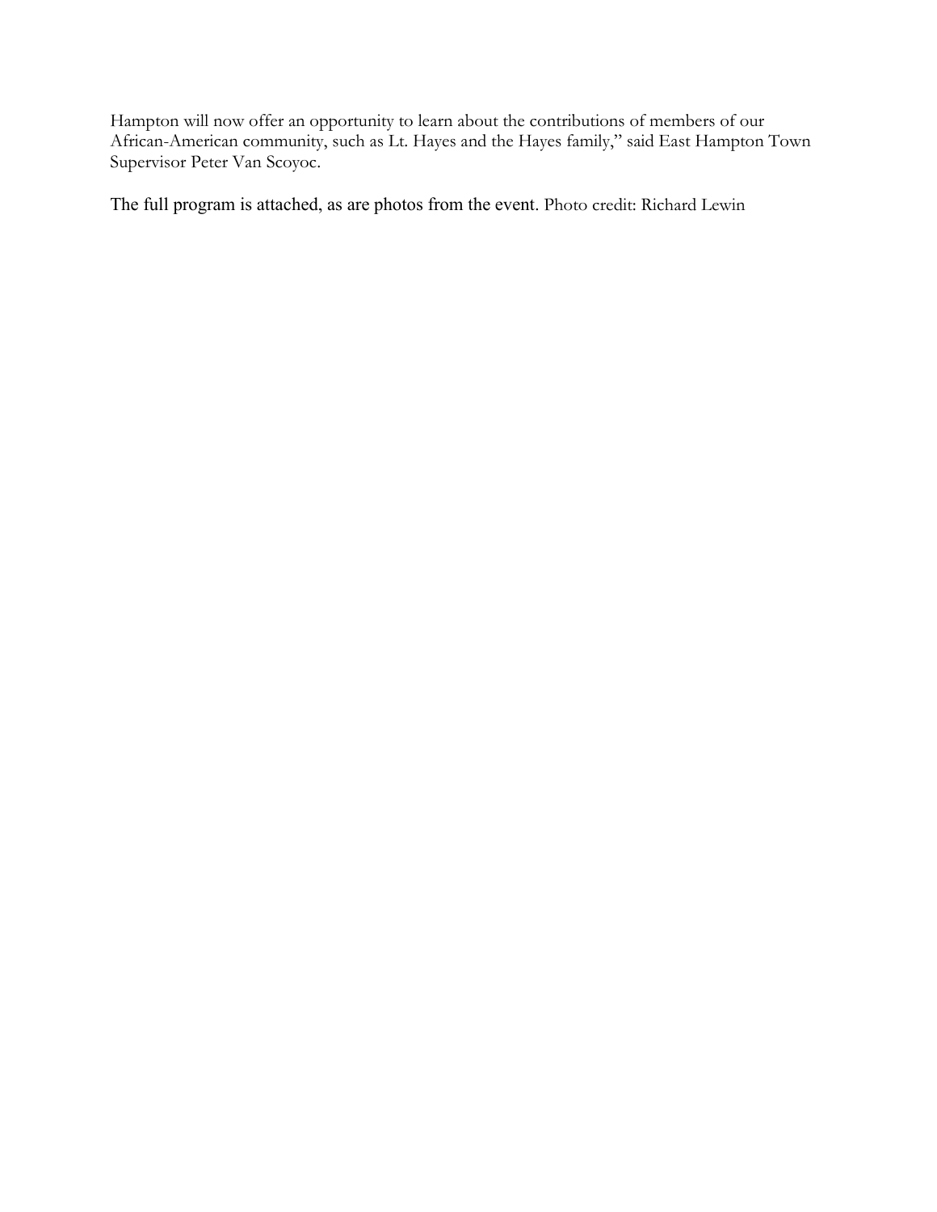Hampton will now offer an opportunity to learn about the contributions of members of our African-American community, such as Lt. Hayes and the Hayes family," said East Hampton Town Supervisor Peter Van Scoyoc.

The full program is attached, as are photos from the event. Photo credit: Richard Lewin